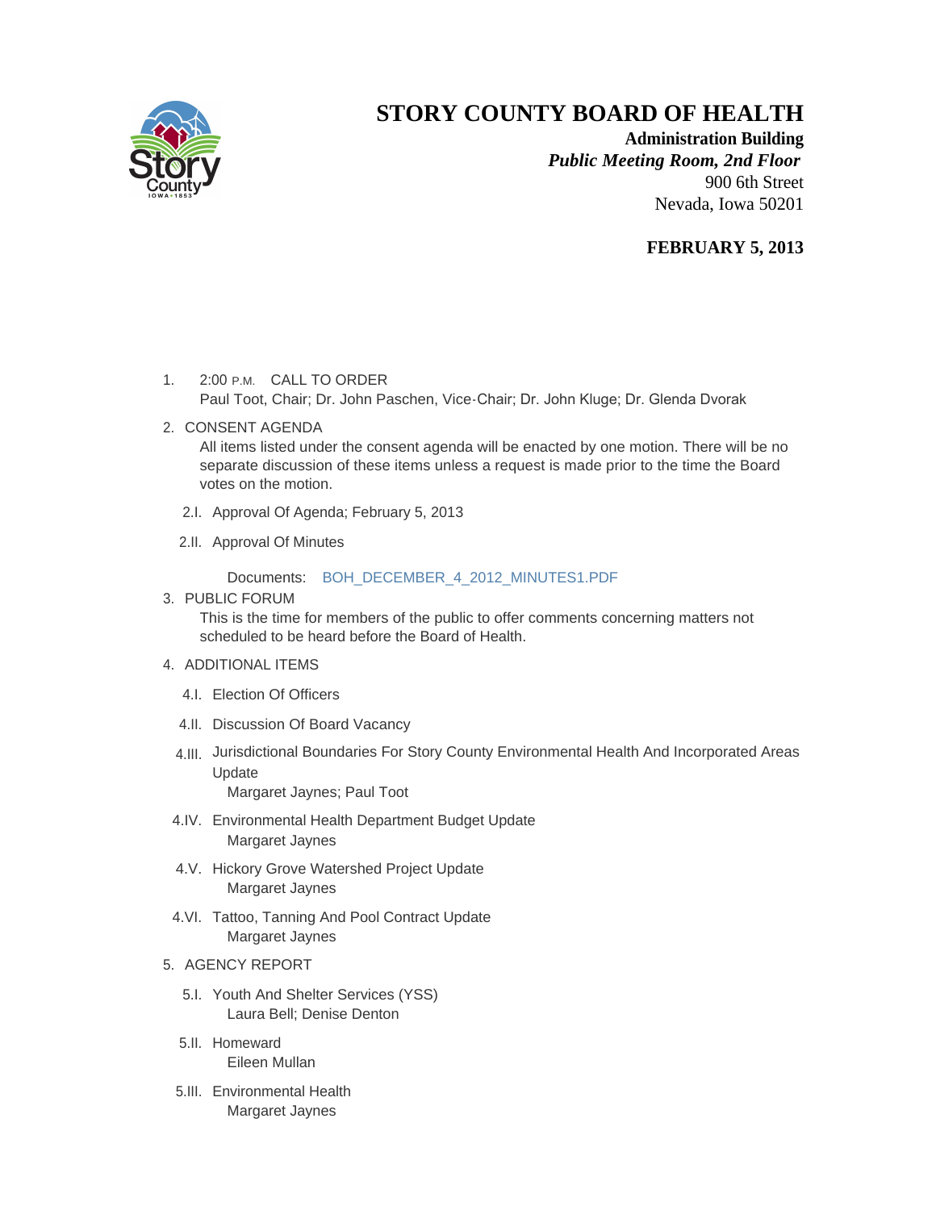# STORY COUNTY BOARD OF HEALTH

**Administration Building**
***Public Meeting Room, 2nd Floor***
900 6th Street
Nevada, Iowa 50201

**FEBRUARY 5, 2013**

1. 2:00 P.M. CALL TO ORDER
   Paul Toot, Chair; Dr. John Paschen, Vice-Chair; Dr. John Kluge; Dr. Glenda Dvorak

2. CONSENT AGENDA
   All items listed under the consent agenda will be enacted by one motion. There will be no separate discussion of these items unless a request is made prior to the time the Board votes on the motion.

   2.I. Approval Of Agenda; February 5, 2013

   2.II. Approval Of Minutes

   Documents: BOH_DECEMBER_4_2012_MINUTES1.PDF

3. PUBLIC FORUM
   This is the time for members of the public to offer comments concerning matters not scheduled to be heard before the Board of Health.

4. ADDITIONAL ITEMS

   4.I. Election Of Officers

   4.II. Discussion Of Board Vacancy

   4.III. Jurisdictional Boundaries For Story County Environmental Health And Incorporated Areas Update
   Margaret Jaynes; Paul Toot

   4.IV. Environmental Health Department Budget Update
   Margaret Jaynes

   4.V. Hickory Grove Watershed Project Update
   Margaret Jaynes

   4.VI. Tattoo, Tanning And Pool Contract Update
   Margaret Jaynes

5. AGENCY REPORT

   5.I. Youth And Shelter Services (YSS)
   Laura Bell; Denise Denton

   5.II. Homeward
   Eileen Mullan

   5.III. Environmental Health
   Margaret Jaynes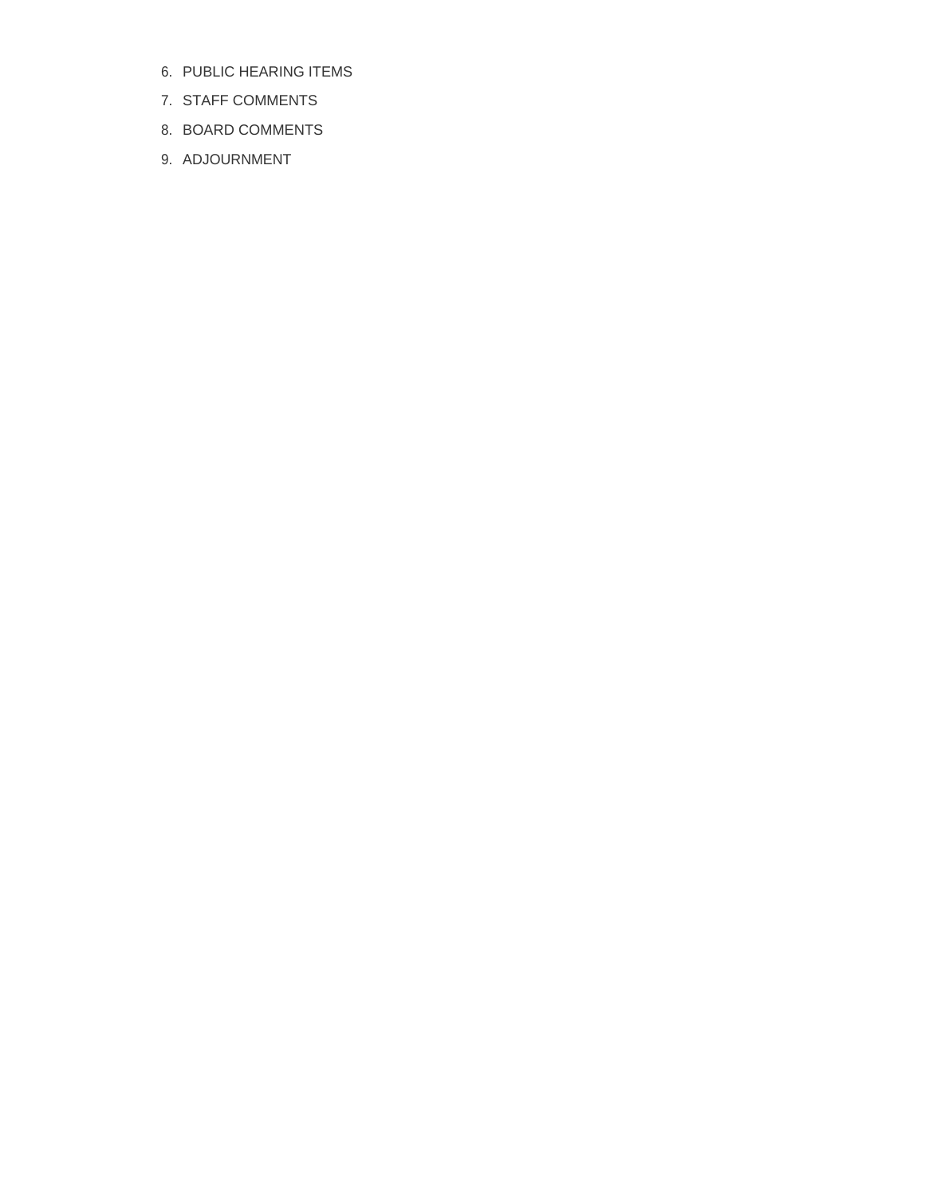6. PUBLIC HEARING ITEMS
7. STAFF COMMENTS
8. BOARD COMMENTS
9. ADJOURNMENT